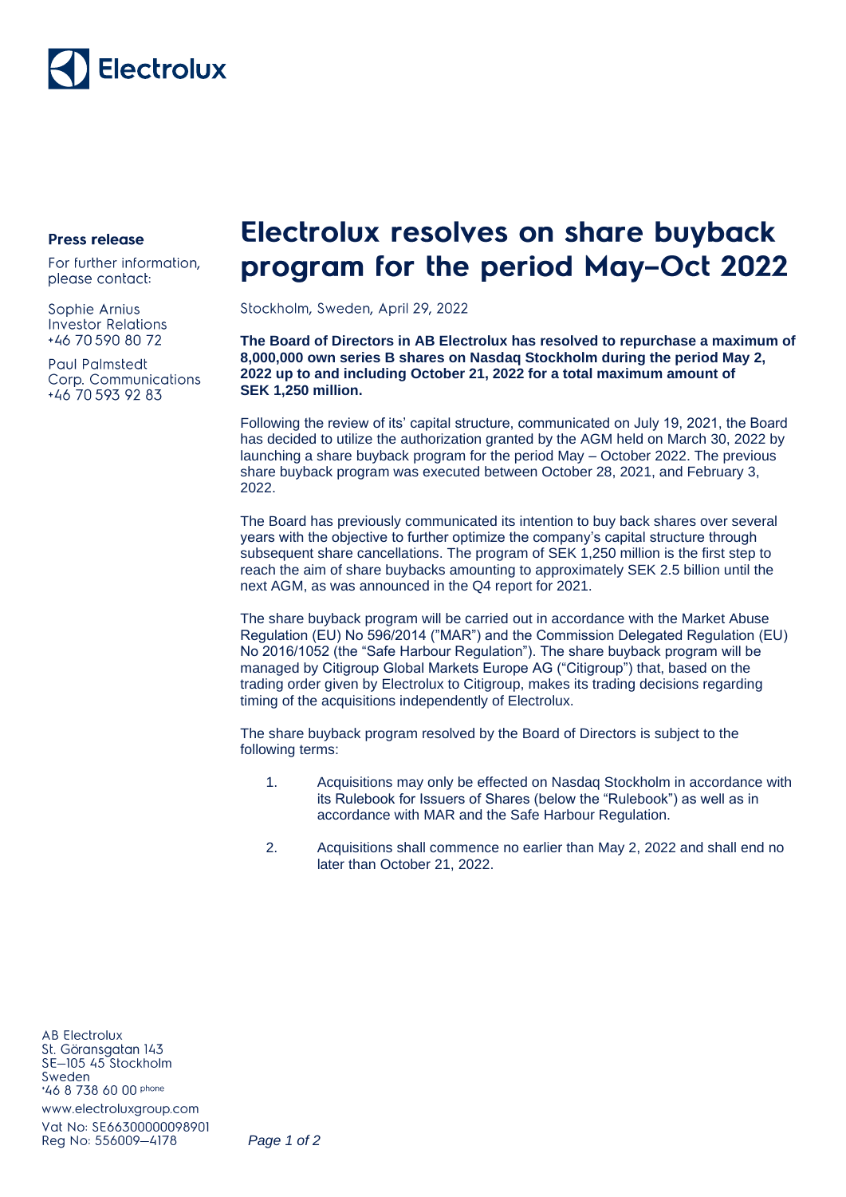Electrolux

**Press release**

For further information, please contact:

Sophie Arnius
Investor Relations
+46 70 590 80 72

Paul Palmstedt
Corp. Communications
+46 70 593 92 83

# Electrolux resolves on share buyback program for the period May–Oct 2022

Stockholm, Sweden, April 29, 2022

**The Board of Directors in AB Electrolux has resolved to repurchase a maximum of 8,000,000 own series B shares on Nasdaq Stockholm during the period May 2, 2022 up to and including October 21, 2022 for a total maximum amount of SEK 1,250 million.**

Following the review of its' capital structure, communicated on July 19, 2021, the Board has decided to utilize the authorization granted by the AGM held on March 30, 2022 by launching a share buyback program for the period May – October 2022. The previous share buyback program was executed between October 28, 2021, and February 3, 2022.

The Board has previously communicated its intention to buy back shares over several years with the objective to further optimize the company's capital structure through subsequent share cancellations. The program of SEK 1,250 million is the first step to reach the aim of share buybacks amounting to approximately SEK 2.5 billion until the next AGM, as was announced in the Q4 report for 2021.

The share buyback program will be carried out in accordance with the Market Abuse Regulation (EU) No 596/2014 ("MAR") and the Commission Delegated Regulation (EU) No 2016/1052 (the "Safe Harbour Regulation"). The share buyback program will be managed by Citigroup Global Markets Europe AG ("Citigroup") that, based on the trading order given by Electrolux to Citigroup, makes its trading decisions regarding timing of the acquisitions independently of Electrolux.

The share buyback program resolved by the Board of Directors is subject to the following terms:

1. Acquisitions may only be effected on Nasdaq Stockholm in accordance with its Rulebook for Issuers of Shares (below the "Rulebook") as well as in accordance with MAR and the Safe Harbour Regulation.
2. Acquisitions shall commence no earlier than May 2, 2022 and shall end no later than October 21, 2022.

AB Electrolux
St. Göransgatan 143
SE–105 45 Stockholm
Sweden
+46 8 738 60 00 phone
www.electroluxgroup.com
Vat No: SE663000000098901
Reg No: 556009–4178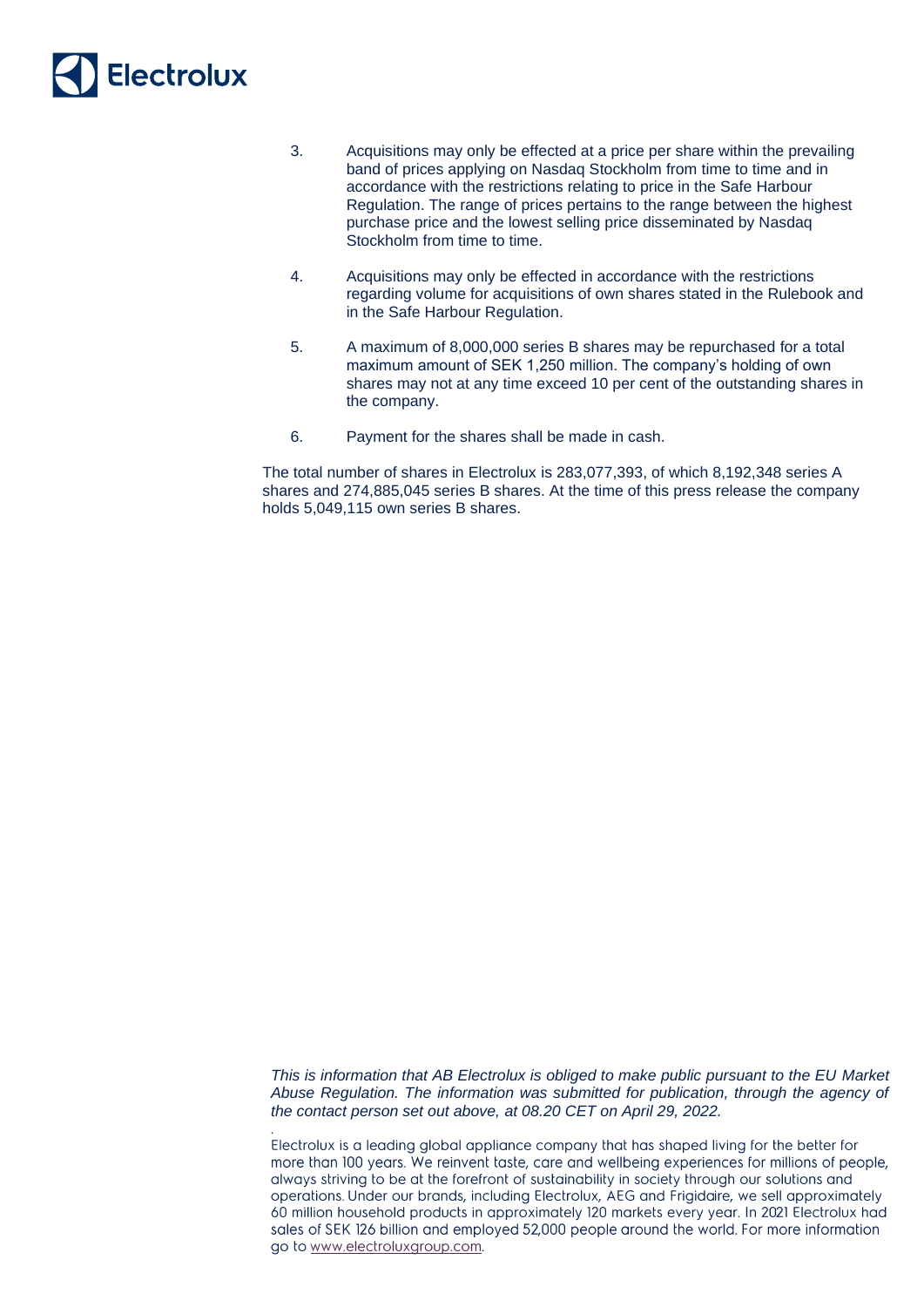3. Acquisitions may only be effected at a price per share within the prevailing band of prices applying on Nasdaq Stockholm from time to time and in accordance with the restrictions relating to price in the Safe Harbour Regulation. The range of prices pertains to the range between the highest purchase price and the lowest selling price disseminated by Nasdaq Stockholm from time to time.

4. Acquisitions may only be effected in accordance with the restrictions regarding volume for acquisitions of own shares stated in the Rulebook and in the Safe Harbour Regulation.

5. A maximum of 8,000,000 series B shares may be repurchased for a total maximum amount of SEK 1,250 million. The company's holding of own shares may not at any time exceed 10 per cent of the outstanding shares in the company.

6. Payment for the shares shall be made in cash.

The total number of shares in Electrolux is 283,077,393, of which 8,192,348 series A shares and 274,885,045 series B shares. At the time of this press release the company holds 5,049,115 own series B shares.

*This is information that AB Electrolux is obliged to make public pursuant to the EU Market Abuse Regulation. The information was submitted for publication, through the agency of the contact person set out above, at 08.20 CET on April 29, 2022.*

Electrolux is a leading global appliance company that has shaped living for the better for more than 100 years. We reinvent taste, care and wellbeing experiences for millions of people, always striving to be at the forefront of sustainability in society through our solutions and operations. Under our brands, including Electrolux, AEG and Frigidaire, we sell approximately 60 million household products in approximately 120 markets every year. In 2021 Electrolux had sales of SEK 126 billion and employed 52,000 people around the world. For more information go to www.electroluxgroup.com.